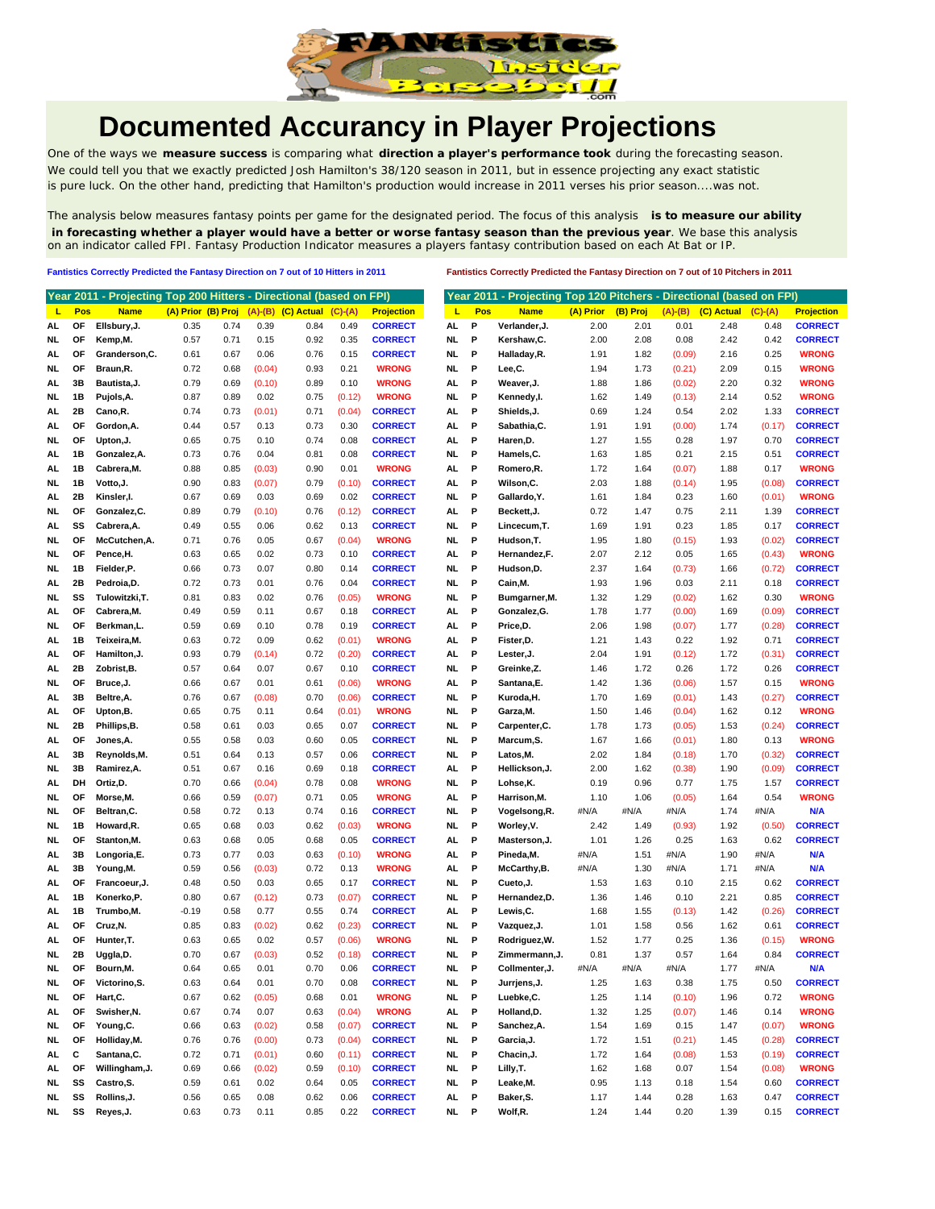# Documented Accurancy in Player Projections

One of the ways we **measure success** is comparing what **direction a player's performance took** during the forecasting season. We could tell you that we exactly predicted Josh Hamilton's 38/120 season in 2011, but in essence projecting any exact statistic is pure luck. On the other hand, predicting that Hamilton's production would increase in 2011 verses his prior season....was not.

The analysis below measures fantasy points per game for the designated period. The focus of this analysis **is to measure our ability in forecasting whether a player would have a better or worse fantasy season than the previous year**. We base this analysis on an indicator called FPI. Fantasy Production Indicator measures a players fantasy contribution based on each At Bat or IP.

**Fantistics Correctly Predicted the Fantasy Direction on 7 out of 10 Hitters in 2011**

| Year 2011 - Projecting Top 200 Hitters - Directional (based on FPI) | | | | | | | | |
|---|---|---|---|---|---|---|---|---|
| L | Pos | Name | (A) Prior | (B) Proj | (A)-(B) | (C) Actual | (C)-(A) | Projection |
| AL | OF | Ellsbury,J. | 0.35 | 0.74 | 0.39 | 0.84 | 0.49 | CORRECT |
| NL | OF | Kemp,M. | 0.57 | 0.71 | 0.15 | 0.92 | 0.35 | CORRECT |
| AL | OF | Granderson,C. | 0.61 | 0.67 | 0.06 | 0.76 | 0.15 | CORRECT |
| NL | OF | Braun,R. | 0.72 | 0.68 | (0.04) | 0.93 | 0.21 | WRONG |
| AL | 3B | Bautista,J. | 0.79 | 0.69 | (0.10) | 0.89 | 0.10 | WRONG |
| NL | 1B | Pujols,A. | 0.87 | 0.89 | 0.02 | 0.75 | (0.12) | WRONG |
| AL | 2B | Cano,R. | 0.74 | 0.73 | (0.01) | 0.71 | (0.04) | CORRECT |
| AL | OF | Gordon,A. | 0.44 | 0.57 | 0.13 | 0.73 | 0.30 | CORRECT |
| NL | OF | Upton,J. | 0.65 | 0.75 | 0.10 | 0.74 | 0.08 | CORRECT |
| AL | 1B | Gonzalez,A. | 0.73 | 0.76 | 0.04 | 0.81 | 0.08 | CORRECT |
| AL | 1B | Cabrera,M. | 0.88 | 0.85 | (0.03) | 0.90 | 0.01 | WRONG |
| NL | 1B | Votto,J. | 0.90 | 0.83 | (0.07) | 0.79 | (0.10) | CORRECT |
| AL | 2B | Kinsler,I. | 0.67 | 0.69 | 0.03 | 0.69 | 0.02 | CORRECT |
| NL | OF | Gonzalez,C. | 0.89 | 0.79 | (0.10) | 0.76 | (0.12) | CORRECT |
| AL | SS | Cabrera,A. | 0.49 | 0.55 | 0.06 | 0.62 | 0.13 | CORRECT |
| NL | OF | McCutchen,A. | 0.71 | 0.76 | 0.05 | 0.67 | (0.04) | WRONG |
| NL | OF | Pence,H. | 0.63 | 0.65 | 0.02 | 0.73 | 0.10 | CORRECT |
| NL | 1B | Fielder,P. | 0.66 | 0.73 | 0.07 | 0.80 | 0.14 | CORRECT |
| AL | 2B | Pedroia,D. | 0.72 | 0.73 | 0.01 | 0.76 | 0.04 | CORRECT |
| NL | SS | Tulowitzki,T. | 0.81 | 0.83 | 0.02 | 0.76 | (0.05) | WRONG |
| AL | OF | Cabrera,M. | 0.49 | 0.59 | 0.11 | 0.67 | 0.18 | CORRECT |
| NL | OF | Berkman,L. | 0.59 | 0.69 | 0.10 | 0.78 | 0.19 | CORRECT |
| AL | 1B | Teixeira,M. | 0.63 | 0.72 | 0.09 | 0.62 | (0.01) | WRONG |
| AL | OF | Hamilton,J. | 0.93 | 0.79 | (0.14) | 0.72 | (0.20) | CORRECT |
| AL | 2B | Zobrist,B. | 0.57 | 0.64 | 0.07 | 0.67 | 0.10 | CORRECT |
| NL | OF | Bruce,J. | 0.66 | 0.67 | 0.01 | 0.61 | (0.06) | WRONG |
| AL | 3B | Beltre,A. | 0.76 | 0.67 | (0.08) | 0.70 | (0.06) | CORRECT |
| AL | OF | Upton,B. | 0.65 | 0.75 | 0.11 | 0.64 | (0.01) | WRONG |
| NL | 2B | Phillips,B. | 0.58 | 0.61 | 0.03 | 0.65 | 0.07 | CORRECT |
| AL | OF | Jones,A. | 0.55 | 0.58 | 0.03 | 0.60 | 0.05 | CORRECT |
| AL | 3B | Reynolds,M. | 0.51 | 0.64 | 0.13 | 0.57 | 0.06 | CORRECT |
| NL | 3B | Ramirez,A. | 0.51 | 0.67 | 0.16 | 0.69 | 0.18 | CORRECT |
| AL | DH | Ortiz,D. | 0.70 | 0.66 | (0.04) | 0.78 | 0.08 | WRONG |
| NL | OF | Morse,M. | 0.66 | 0.59 | (0.07) | 0.71 | 0.05 | WRONG |
| NL | OF | Beltran,C. | 0.58 | 0.72 | 0.13 | 0.74 | 0.16 | CORRECT |
| NL | 1B | Howard,R. | 0.65 | 0.68 | 0.03 | 0.62 | (0.03) | WRONG |
| NL | OF | Stanton,M. | 0.63 | 0.68 | 0.05 | 0.68 | 0.05 | CORRECT |
| AL | 3B | Longoria,E. | 0.73 | 0.77 | 0.03 | 0.63 | (0.10) | WRONG |
| AL | 3B | Young,M. | 0.59 | 0.56 | (0.03) | 0.72 | 0.13 | WRONG |
| AL | OF | Francoeur,J. | 0.48 | 0.50 | 0.03 | 0.65 | 0.17 | CORRECT |
| AL | 1B | Konerko,P. | 0.80 | 0.67 | (0.12) | 0.73 | (0.07) | CORRECT |
| AL | 1B | Trumbo,M. | -0.19 | 0.58 | 0.77 | 0.55 | 0.74 | CORRECT |
| AL | OF | Cruz,N. | 0.85 | 0.83 | (0.02) | 0.62 | (0.23) | CORRECT |
| AL | OF | Hunter,T. | 0.63 | 0.65 | 0.02 | 0.57 | (0.06) | WRONG |
| NL | 2B | Uggla,D. | 0.70 | 0.67 | (0.03) | 0.52 | (0.18) | CORRECT |
| NL | OF | Bourn,M. | 0.64 | 0.65 | 0.01 | 0.70 | 0.06 | CORRECT |
| NL | OF | Victorino,S. | 0.63 | 0.64 | 0.01 | 0.70 | 0.08 | CORRECT |
| NL | OF | Hart,C. | 0.67 | 0.62 | (0.05) | 0.68 | 0.01 | WRONG |
| AL | OF | Swisher,N. | 0.67 | 0.74 | 0.07 | 0.63 | (0.04) | WRONG |
| NL | OF | Young,C. | 0.66 | 0.63 | (0.02) | 0.58 | (0.07) | CORRECT |
| NL | OF | Holliday,M. | 0.76 | 0.76 | (0.00) | 0.73 | (0.04) | CORRECT |
| AL | C | Santana,C. | 0.72 | 0.71 | (0.01) | 0.60 | (0.11) | CORRECT |
| AL | OF | Willingham,J. | 0.69 | 0.66 | (0.02) | 0.59 | (0.10) | CORRECT |
| NL | SS | Castro,S. | 0.59 | 0.61 | 0.02 | 0.64 | 0.05 | CORRECT |
| NL | SS | Rollins,J. | 0.56 | 0.65 | 0.08 | 0.62 | 0.06 | CORRECT |
| NL | SS | Reyes,J. | 0.63 | 0.73 | 0.11 | 0.85 | 0.22 | CORRECT |

**Fantistics Correctly Predicted the Fantasy Direction on 7 out of 10 Pitchers in 2011**

| Year 2011 - Projecting Top 120 Pitchers - Directional (based on FPI) | | | | | | | | |
|---|---|---|---|---|---|---|---|---|
| L | Pos | Name | (A) Prior | (B) Proj | (A)-(B) | (C) Actual | (C)-(A) | Projection |
| AL | P | Verlander,J. | 2.00 | 2.01 | 0.01 | 2.48 | 0.48 | CORRECT |
| NL | P | Kershaw,C. | 2.00 | 2.08 | 0.08 | 2.42 | 0.42 | CORRECT |
| NL | P | Halladay,R. | 1.91 | 1.82 | (0.09) | 2.16 | 0.25 | WRONG |
| NL | P | Lee,C. | 1.94 | 1.73 | (0.21) | 2.09 | 0.15 | WRONG |
| AL | P | Weaver,J. | 1.88 | 1.86 | (0.02) | 2.20 | 0.32 | WRONG |
| NL | P | Kennedy,I. | 1.62 | 1.49 | (0.13) | 2.14 | 0.52 | WRONG |
| AL | P | Shields,J. | 0.69 | 1.24 | 0.54 | 2.02 | 1.33 | CORRECT |
| AL | P | Sabathia,C. | 1.91 | 1.91 | (0.00) | 1.74 | (0.17) | CORRECT |
| AL | P | Haren,D. | 1.27 | 1.55 | 0.28 | 1.97 | 0.70 | CORRECT |
| NL | P | Hamels,C. | 1.63 | 1.85 | 0.21 | 2.15 | 0.51 | CORRECT |
| AL | P | Romero,R. | 1.72 | 1.64 | (0.07) | 1.88 | 0.17 | WRONG |
| AL | P | Wilson,C. | 2.03 | 1.88 | (0.14) | 1.95 | (0.08) | CORRECT |
| NL | P | Gallardo,Y. | 1.61 | 1.84 | 0.23 | 1.60 | (0.01) | WRONG |
| AL | P | Beckett,J. | 0.72 | 1.47 | 0.75 | 2.11 | 1.39 | CORRECT |
| NL | P | Lincecum,T. | 1.69 | 1.91 | 0.23 | 1.85 | 0.17 | CORRECT |
| NL | P | Hudson,T. | 1.95 | 1.80 | (0.15) | 1.93 | (0.02) | CORRECT |
| AL | P | Hernandez,F. | 2.07 | 2.12 | 0.05 | 1.65 | (0.43) | WRONG |
| NL | P | Hudson,D. | 2.37 | 1.64 | (0.73) | 1.66 | (0.72) | CORRECT |
| NL | P | Cain,M. | 1.93 | 1.96 | 0.03 | 2.11 | 0.18 | CORRECT |
| NL | P | Bumgarner,M. | 1.32 | 1.29 | (0.02) | 1.62 | 0.30 | WRONG |
| AL | P | Gonzalez,G. | 1.78 | 1.77 | (0.00) | 1.69 | (0.09) | CORRECT |
| AL | P | Price,D. | 2.06 | 1.98 | (0.07) | 1.77 | (0.28) | CORRECT |
| AL | P | Fister,D. | 1.21 | 1.43 | 0.22 | 1.92 | 0.71 | CORRECT |
| AL | P | Lester,J. | 2.04 | 1.91 | (0.12) | 1.72 | (0.31) | CORRECT |
| NL | P | Greinke,Z. | 1.46 | 1.72 | 0.26 | 1.72 | 0.26 | CORRECT |
| AL | P | Santana,E. | 1.42 | 1.36 | (0.06) | 1.57 | 0.15 | WRONG |
| NL | P | Kuroda,H. | 1.70 | 1.69 | (0.01) | 1.43 | (0.27) | CORRECT |
| NL | P | Garza,M. | 1.50 | 1.46 | (0.04) | 1.62 | 0.12 | WRONG |
| NL | P | Carpenter,C. | 1.78 | 1.73 | (0.05) | 1.53 | (0.24) | CORRECT |
| NL | P | Marcum,S. | 1.67 | 1.66 | (0.01) | 1.80 | 0.13 | WRONG |
| NL | P | Latos,M. | 2.02 | 1.84 | (0.18) | 1.70 | (0.32) | CORRECT |
| AL | P | Hellickson,J. | 2.00 | 1.62 | (0.38) | 1.90 | (0.09) | CORRECT |
| NL | P | Lohse,K. | 0.19 | 0.96 | 0.77 | 1.75 | 1.57 | CORRECT |
| AL | P | Harrison,M. | 1.10 | 1.06 | (0.05) | 1.64 | 0.54 | WRONG |
| NL | P | Vogelsong,R. | #N/A | #N/A | #N/A | 1.74 | #N/A | N/A |
| NL | P | Worley,V. | 2.42 | 1.49 | (0.93) | 1.92 | (0.50) | CORRECT |
| AL | P | Masterson,J. | 1.01 | 1.26 | 0.25 | 1.63 | 0.62 | CORRECT |
| AL | P | Pineda,M. | #N/A | 1.51 | #N/A | 1.90 | #N/A | N/A |
| AL | P | McCarthy,B. | #N/A | 1.30 | #N/A | 1.71 | #N/A | N/A |
| NL | P | Cueto,J. | 1.53 | 1.63 | 0.10 | 2.15 | 0.62 | CORRECT |
| NL | P | Hernandez,D. | 1.36 | 1.46 | 0.10 | 2.21 | 0.85 | CORRECT |
| AL | P | Lewis,C. | 1.68 | 1.55 | (0.13) | 1.42 | (0.26) | CORRECT |
| NL | P | Vazquez,J. | 1.01 | 1.58 | 0.56 | 1.62 | 0.61 | CORRECT |
| NL | P | Rodriguez,W. | 1.52 | 1.77 | 0.25 | 1.36 | (0.15) | WRONG |
| NL | P | Zimmermann,J. | 0.81 | 1.37 | 0.57 | 1.64 | 0.84 | CORRECT |
| NL | P | Collmenter,J. | #N/A | #N/A | #N/A | 1.77 | #N/A | N/A |
| NL | P | Jurrjens,J. | 1.25 | 1.63 | 0.38 | 1.75 | 0.50 | CORRECT |
| NL | P | Luebke,C. | 1.25 | 1.14 | (0.10) | 1.96 | 0.72 | WRONG |
| AL | P | Holland,D. | 1.32 | 1.25 | (0.07) | 1.46 | 0.14 | WRONG |
| NL | P | Sanchez,A. | 1.54 | 1.69 | 0.15 | 1.47 | (0.07) | WRONG |
| NL | P | Garcia,J. | 1.72 | 1.51 | (0.21) | 1.45 | (0.28) | CORRECT |
| NL | P | Chacin,J. | 1.72 | 1.64 | (0.08) | 1.53 | (0.19) | CORRECT |
| NL | P | Lilly,T. | 1.62 | 1.68 | 0.07 | 1.54 | (0.08) | WRONG |
| NL | P | Leake,M. | 0.95 | 1.13 | 0.18 | 1.54 | 0.60 | CORRECT |
| AL | P | Baker,S. | 1.17 | 1.44 | 0.28 | 1.63 | 0.47 | CORRECT |
| NL | P | Wolf,R. | 1.24 | 1.44 | 0.20 | 1.39 | 0.15 | CORRECT |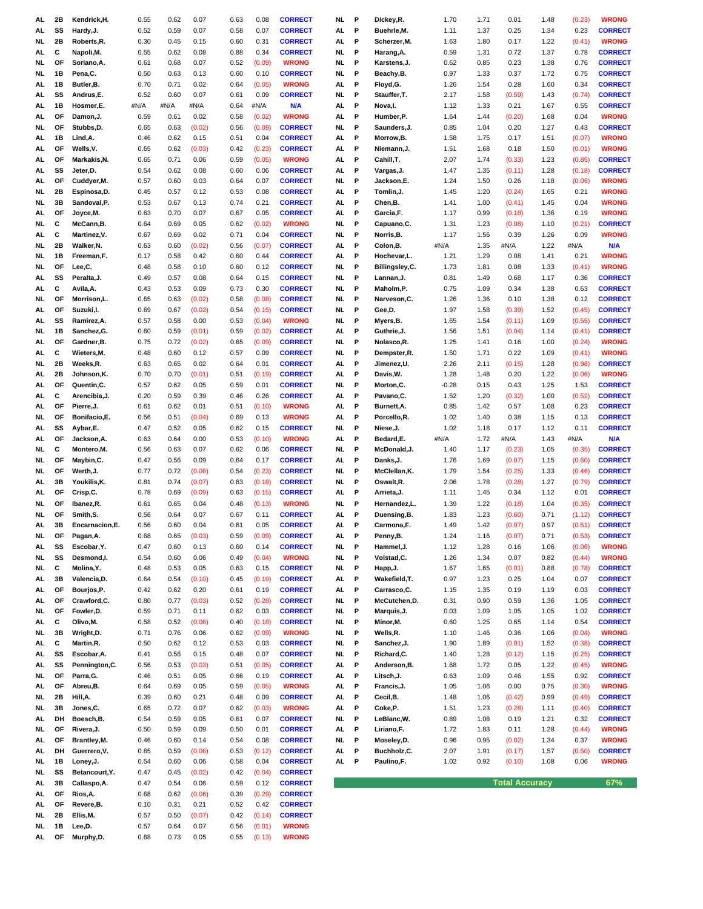| League | Pos | Player | Col4 | Col5 | Col6 | Col7 | Col8 | Result |
|---|---|---|---|---|---|---|---|---|
| AL | 2B | Kendrick,H. | 0.55 | 0.62 | 0.07 | 0.63 | 0.08 | CORRECT |
| AL | SS | Hardy,J. | 0.52 | 0.59 | 0.07 | 0.58 | 0.07 | CORRECT |
| NL | 2B | Roberts,R. | 0.30 | 0.45 | 0.15 | 0.60 | 0.31 | CORRECT |
| AL | C | Napoli,M. | 0.55 | 0.62 | 0.08 | 0.88 | 0.34 | CORRECT |
| NL | OF | Soriano,A. | 0.61 | 0.68 | 0.07 | 0.52 | (0.09) | WRONG |
| NL | 1B | Pena,C. | 0.50 | 0.63 | 0.13 | 0.60 | 0.10 | CORRECT |
| AL | 1B | Butler,B. | 0.70 | 0.71 | 0.02 | 0.64 | (0.05) | WRONG |
| AL | SS | Andrus,E. | 0.52 | 0.60 | 0.07 | 0.61 | 0.09 | CORRECT |
| AL | 1B | Hosmer,E. | #N/A | #N/A | #N/A | 0.64 | #N/A | N/A |
| AL | OF | Damon,J. | 0.59 | 0.61 | 0.02 | 0.58 | (0.02) | WRONG |
| NL | OF | Stubbs,D. | 0.65 | 0.63 | (0.02) | 0.56 | (0.09) | CORRECT |
| AL | 1B | Lind,A. | 0.46 | 0.62 | 0.15 | 0.51 | 0.04 | CORRECT |
| AL | OF | Wells,V. | 0.65 | 0.62 | (0.03) | 0.42 | (0.23) | CORRECT |
| AL | OF | Markakis,N. | 0.65 | 0.71 | 0.06 | 0.59 | (0.05) | WRONG |
| AL | SS | Jeter,D. | 0.54 | 0.62 | 0.08 | 0.60 | 0.06 | CORRECT |
| AL | OF | Cuddyer,M. | 0.57 | 0.60 | 0.03 | 0.64 | 0.07 | CORRECT |
| NL | 2B | Espinosa,D. | 0.45 | 0.57 | 0.12 | 0.53 | 0.08 | CORRECT |
| NL | 3B | Sandoval,P. | 0.53 | 0.67 | 0.13 | 0.74 | 0.21 | CORRECT |
| AL | OF | Joyce,M. | 0.63 | 0.70 | 0.07 | 0.67 | 0.05 | CORRECT |
| NL | C | McCann,B. | 0.64 | 0.69 | 0.05 | 0.62 | (0.02) | WRONG |
| AL | C | Martinez,V. | 0.67 | 0.69 | 0.02 | 0.71 | 0.04 | CORRECT |
| NL | 2B | Walker,N. | 0.63 | 0.60 | (0.02) | 0.56 | (0.07) | CORRECT |
| NL | 1B | Freeman,F. | 0.17 | 0.58 | 0.42 | 0.60 | 0.44 | CORRECT |
| NL | OF | Lee,C. | 0.48 | 0.58 | 0.10 | 0.60 | 0.12 | CORRECT |
| AL | SS | Peralta,J. | 0.49 | 0.57 | 0.08 | 0.64 | 0.15 | CORRECT |
| AL | C | Avila,A. | 0.43 | 0.53 | 0.09 | 0.73 | 0.30 | CORRECT |
| NL | OF | Morrison,L. | 0.65 | 0.63 | (0.02) | 0.58 | (0.08) | CORRECT |
| AL | OF | Suzuki,I. | 0.69 | 0.67 | (0.02) | 0.54 | (0.15) | CORRECT |
| AL | SS | Ramirez,A. | 0.57 | 0.58 | 0.00 | 0.53 | (0.04) | WRONG |
| NL | 1B | Sanchez,G. | 0.60 | 0.59 | (0.01) | 0.59 | (0.02) | CORRECT |
| AL | OF | Gardner,B. | 0.75 | 0.72 | (0.02) | 0.65 | (0.09) | CORRECT |
| AL | C | Wieters,M. | 0.48 | 0.60 | 0.12 | 0.57 | 0.09 | CORRECT |
| NL | 2B | Weeks,R. | 0.63 | 0.65 | 0.02 | 0.64 | 0.01 | CORRECT |
| AL | 2B | Johnson,K. | 0.70 | 0.70 | (0.01) | 0.51 | (0.19) | CORRECT |
| AL | OF | Quentin,C. | 0.57 | 0.62 | 0.05 | 0.59 | 0.01 | CORRECT |
| AL | C | Arencibia,J. | 0.20 | 0.59 | 0.39 | 0.46 | 0.26 | CORRECT |
| AL | OF | Pierre,J. | 0.61 | 0.62 | 0.01 | 0.51 | (0.10) | WRONG |
| NL | OF | Bonifacio,E. | 0.56 | 0.51 | (0.04) | 0.69 | 0.13 | WRONG |
| AL | SS | Aybar,E. | 0.47 | 0.52 | 0.05 | 0.62 | 0.15 | CORRECT |
| AL | OF | Jackson,A. | 0.63 | 0.64 | 0.00 | 0.53 | (0.10) | WRONG |
| NL | C | Montero,M. | 0.56 | 0.63 | 0.07 | 0.62 | 0.06 | CORRECT |
| NL | OF | Maybin,C. | 0.47 | 0.56 | 0.09 | 0.64 | 0.17 | CORRECT |
| NL | OF | Werth,J. | 0.77 | 0.72 | (0.06) | 0.54 | (0.23) | CORRECT |
| AL | 3B | Youkilis,K. | 0.81 | 0.74 | (0.07) | 0.63 | (0.18) | CORRECT |
| AL | OF | Crisp,C. | 0.78 | 0.69 | (0.09) | 0.63 | (0.15) | CORRECT |
| NL | OF | Ibanez,R. | 0.61 | 0.65 | 0.04 | 0.48 | (0.13) | WRONG |
| NL | OF | Smith,S. | 0.56 | 0.64 | 0.07 | 0.67 | 0.11 | CORRECT |
| AL | 3B | Encarnacion,E. | 0.56 | 0.60 | 0.04 | 0.61 | 0.05 | CORRECT |
| NL | OF | Pagan,A. | 0.68 | 0.65 | (0.03) | 0.59 | (0.09) | CORRECT |
| AL | SS | Escobar,Y. | 0.47 | 0.60 | 0.13 | 0.60 | 0.14 | CORRECT |
| NL | SS | Desmond,I. | 0.54 | 0.60 | 0.06 | 0.49 | (0.04) | WRONG |
| NL | C | Molina,Y. | 0.48 | 0.53 | 0.05 | 0.63 | 0.15 | CORRECT |
| AL | 3B | Valencia,D. | 0.64 | 0.54 | (0.10) | 0.45 | (0.19) | CORRECT |
| AL | OF | Bourjos,P. | 0.42 | 0.62 | 0.20 | 0.61 | 0.19 | CORRECT |
| AL | OF | Crawford,C. | 0.80 | 0.77 | (0.03) | 0.52 | (0.28) | CORRECT |
| NL | OF | Fowler,D. | 0.59 | 0.71 | 0.11 | 0.62 | 0.03 | CORRECT |
| AL | C | Olivo,M. | 0.58 | 0.52 | (0.06) | 0.40 | (0.18) | CORRECT |
| NL | 3B | Wright,D. | 0.71 | 0.76 | 0.06 | 0.62 | (0.09) | WRONG |
| AL | C | Martin,R. | 0.50 | 0.62 | 0.12 | 0.53 | 0.03 | CORRECT |
| AL | SS | Escobar,A. | 0.41 | 0.56 | 0.15 | 0.48 | 0.07 | CORRECT |
| AL | SS | Pennington,C. | 0.56 | 0.53 | (0.03) | 0.51 | (0.05) | CORRECT |
| NL | OF | Parra,G. | 0.46 | 0.51 | 0.05 | 0.66 | 0.19 | CORRECT |
| AL | OF | Abreu,B. | 0.64 | 0.69 | 0.05 | 0.59 | (0.05) | WRONG |
| NL | 2B | Hill,A. | 0.39 | 0.60 | 0.21 | 0.48 | 0.09 | CORRECT |
| NL | 3B | Jones,C. | 0.65 | 0.72 | 0.07 | 0.62 | (0.03) | WRONG |
| AL | DH | Boesch,B. | 0.54 | 0.59 | 0.05 | 0.61 | 0.07 | CORRECT |
| NL | OF | Rivera,J. | 0.50 | 0.59 | 0.09 | 0.50 | 0.01 | CORRECT |
| AL | OF | Brantley,M. | 0.46 | 0.60 | 0.14 | 0.54 | 0.08 | CORRECT |
| AL | DH | Guerrero,V. | 0.65 | 0.59 | (0.06) | 0.53 | (0.12) | CORRECT |
| NL | 1B | Loney,J. | 0.54 | 0.60 | 0.06 | 0.58 | 0.04 | CORRECT |
| NL | SS | Betancourt,Y. | 0.47 | 0.45 | (0.02) | 0.42 | (0.04) | CORRECT |
| AL | 3B | Callaspo,A. | 0.47 | 0.54 | 0.06 | 0.59 | 0.12 | CORRECT |
| AL | OF | Rios,A. | 0.68 | 0.62 | (0.06) | 0.39 | (0.29) | CORRECT |
| AL | OF | Revere,B. | 0.10 | 0.31 | 0.21 | 0.52 | 0.42 | CORRECT |
| NL | 2B | Ellis,M. | 0.57 | 0.50 | (0.07) | 0.42 | (0.14) | CORRECT |
| NL | 1B | Lee,D. | 0.57 | 0.64 | 0.07 | 0.56 | (0.01) | WRONG |
| AL | OF | Murphy,D. | 0.68 | 0.73 | 0.05 | 0.55 | (0.13) | WRONG |

| League | Pos | Player | Col4 | Col5 | Col6 | Col7 | Col8 | Result |
|---|---|---|---|---|---|---|---|---|
| NL | P | Dickey,R. | 1.70 | 1.71 | 0.01 | 1.48 | (0.23) | WRONG |
| AL | P | Buehrle,M. | 1.11 | 1.37 | 0.25 | 1.34 | 0.23 | CORRECT |
| AL | P | Scherzer,M. | 1.63 | 1.80 | 0.17 | 1.22 | (0.41) | WRONG |
| NL | P | Harang,A. | 0.59 | 1.31 | 0.72 | 1.37 | 0.78 | CORRECT |
| NL | P | Karstens,J. | 0.62 | 0.85 | 0.23 | 1.38 | 0.76 | CORRECT |
| NL | P | Beachy,B. | 0.97 | 1.33 | 0.37 | 1.72 | 0.75 | CORRECT |
| AL | P | Floyd,G. | 1.26 | 1.54 | 0.28 | 1.60 | 0.34 | CORRECT |
| NL | P | Stauffer,T. | 2.17 | 1.58 | (0.59) | 1.43 | (0.74) | CORRECT |
| AL | P | Nova,I. | 1.12 | 1.33 | 0.21 | 1.67 | 0.55 | CORRECT |
| AL | P | Humber,P. | 1.64 | 1.44 | (0.20) | 1.68 | 0.04 | WRONG |
| NL | P | Saunders,J. | 0.85 | 1.04 | 0.20 | 1.27 | 0.43 | CORRECT |
| AL | P | Morrow,B. | 1.58 | 1.75 | 0.17 | 1.51 | (0.07) | WRONG |
| AL | P | Niemann,J. | 1.51 | 1.68 | 0.18 | 1.50 | (0.01) | WRONG |
| AL | P | Cahill,T. | 2.07 | 1.74 | (0.33) | 1.23 | (0.85) | CORRECT |
| AL | P | Vargas,J. | 1.47 | 1.35 | (0.11) | 1.28 | (0.18) | CORRECT |
| NL | P | Jackson,E. | 1.24 | 1.50 | 0.26 | 1.18 | (0.06) | WRONG |
| AL | P | Tomlin,J. | 1.45 | 1.20 | (0.24) | 1.65 | 0.21 | WRONG |
| AL | P | Chen,B. | 1.41 | 1.00 | (0.41) | 1.45 | 0.04 | WRONG |
| AL | P | Garcia,F. | 1.17 | 0.99 | (0.18) | 1.36 | 0.19 | WRONG |
| NL | P | Capuano,C. | 1.31 | 1.23 | (0.08) | 1.10 | (0.21) | CORRECT |
| NL | P | Norris,B. | 1.17 | 1.56 | 0.39 | 1.26 | 0.09 | WRONG |
| AL | P | Colon,B. | #N/A | 1.35 | #N/A | 1.22 | #N/A | N/A |
| AL | P | Hochevar,L. | 1.21 | 1.29 | 0.08 | 1.41 | 0.21 | WRONG |
| NL | P | Billingsley,C. | 1.73 | 1.81 | 0.08 | 1.33 | (0.41) | WRONG |
| NL | P | Lannan,J. | 0.81 | 1.49 | 0.68 | 1.17 | 0.36 | CORRECT |
| NL | P | Maholm,P. | 0.75 | 1.09 | 0.34 | 1.38 | 0.63 | CORRECT |
| NL | P | Narveson,C. | 1.26 | 1.36 | 0.10 | 1.38 | 0.12 | CORRECT |
| NL | P | Gee,D. | 1.97 | 1.58 | (0.39) | 1.52 | (0.45) | CORRECT |
| NL | P | Myers,B. | 1.65 | 1.54 | (0.11) | 1.09 | (0.55) | CORRECT |
| AL | P | Guthrie,J. | 1.56 | 1.51 | (0.04) | 1.14 | (0.41) | CORRECT |
| NL | P | Nolasco,R. | 1.25 | 1.41 | 0.16 | 1.00 | (0.24) | WRONG |
| NL | P | Dempster,R. | 1.50 | 1.71 | 0.22 | 1.09 | (0.41) | WRONG |
| AL | P | Jimenez,U. | 2.26 | 2.11 | (0.15) | 1.28 | (0.98) | CORRECT |
| AL | P | Davis,W. | 1.28 | 1.48 | 0.20 | 1.22 | (0.06) | WRONG |
| NL | P | Morton,C. | -0.28 | 0.15 | 0.43 | 1.25 | 1.53 | CORRECT |
| AL | P | Pavano,C. | 1.52 | 1.20 | (0.32) | 1.00 | (0.52) | CORRECT |
| AL | P | Burnett,A. | 0.85 | 1.42 | 0.57 | 1.08 | 0.23 | CORRECT |
| AL | P | Porcello,R. | 1.02 | 1.40 | 0.38 | 1.15 | 0.13 | CORRECT |
| NL | P | Niese,J. | 1.02 | 1.18 | 0.17 | 1.12 | 0.11 | CORRECT |
| AL | P | Bedard,E. | #N/A | 1.72 | #N/A | 1.43 | #N/A | N/A |
| NL | P | McDonald,J. | 1.40 | 1.17 | (0.23) | 1.05 | (0.35) | CORRECT |
| AL | P | Danks,J. | 1.76 | 1.69 | (0.07) | 1.15 | (0.60) | CORRECT |
| NL | P | McClellan,K. | 1.79 | 1.54 | (0.25) | 1.33 | (0.46) | CORRECT |
| NL | P | Oswalt,R. | 2.06 | 1.78 | (0.28) | 1.27 | (0.79) | CORRECT |
| AL | P | Arrieta,J. | 1.11 | 1.45 | 0.34 | 1.12 | 0.01 | CORRECT |
| NL | P | Hernandez,L. | 1.39 | 1.22 | (0.18) | 1.04 | (0.35) | CORRECT |
| AL | P | Duensing,B. | 1.83 | 1.23 | (0.60) | 0.71 | (1.12) | CORRECT |
| AL | P | Carmona,F. | 1.49 | 1.42 | (0.07) | 0.97 | (0.51) | CORRECT |
| AL | P | Penny,B. | 1.24 | 1.16 | (0.07) | 0.71 | (0.53) | CORRECT |
| NL | P | Hammel,J. | 1.12 | 1.28 | 0.16 | 1.06 | (0.06) | WRONG |
| NL | P | Volstad,C. | 1.26 | 1.34 | 0.07 | 0.82 | (0.44) | WRONG |
| NL | P | Happ,J. | 1.67 | 1.65 | (0.01) | 0.88 | (0.78) | CORRECT |
| AL | P | Wakefield,T. | 0.97 | 1.23 | 0.25 | 1.04 | 0.07 | CORRECT |
| AL | P | Carrasco,C. | 1.15 | 1.35 | 0.19 | 1.19 | 0.03 | CORRECT |
| NL | P | McCutchen,D. | 0.31 | 0.90 | 0.59 | 1.36 | 1.05 | CORRECT |
| NL | P | Marquis,J. | 0.03 | 1.09 | 1.05 | 1.05 | 1.02 | CORRECT |
| NL | P | Minor,M. | 0.60 | 1.25 | 0.65 | 1.14 | 0.54 | CORRECT |
| NL | P | Wells,R. | 1.10 | 1.46 | 0.36 | 1.06 | (0.04) | WRONG |
| NL | P | Sanchez,J. | 1.90 | 1.89 | (0.01) | 1.52 | (0.38) | CORRECT |
| NL | P | Richard,C. | 1.40 | 1.28 | (0.12) | 1.15 | (0.25) | CORRECT |
| AL | P | Anderson,B. | 1.68 | 1.72 | 0.05 | 1.22 | (0.45) | WRONG |
| AL | P | Litsch,J. | 0.63 | 1.09 | 0.46 | 1.55 | 0.92 | CORRECT |
| AL | P | Francis,J. | 1.05 | 1.06 | 0.00 | 0.75 | (0.30) | WRONG |
| AL | P | Cecil,B. | 1.48 | 1.06 | (0.42) | 0.99 | (0.49) | CORRECT |
| AL | P | Coke,P. | 1.51 | 1.23 | (0.28) | 1.11 | (0.40) | CORRECT |
| NL | P | LeBlanc,W. | 0.89 | 1.08 | 0.19 | 1.21 | 0.32 | CORRECT |
| AL | P | Liriano,F. | 1.72 | 1.83 | 0.11 | 1.28 | (0.44) | WRONG |
| NL | P | Moseley,D. | 0.96 | 0.95 | (0.02) | 1.34 | 0.37 | WRONG |
| AL | P | Buchholz,C. | 2.07 | 1.91 | (0.17) | 1.57 | (0.50) | CORRECT |
| AL | P | Paulino,F. | 1.02 | 0.92 | (0.10) | 1.08 | 0.06 | WRONG |

**Total Accuracy** 67%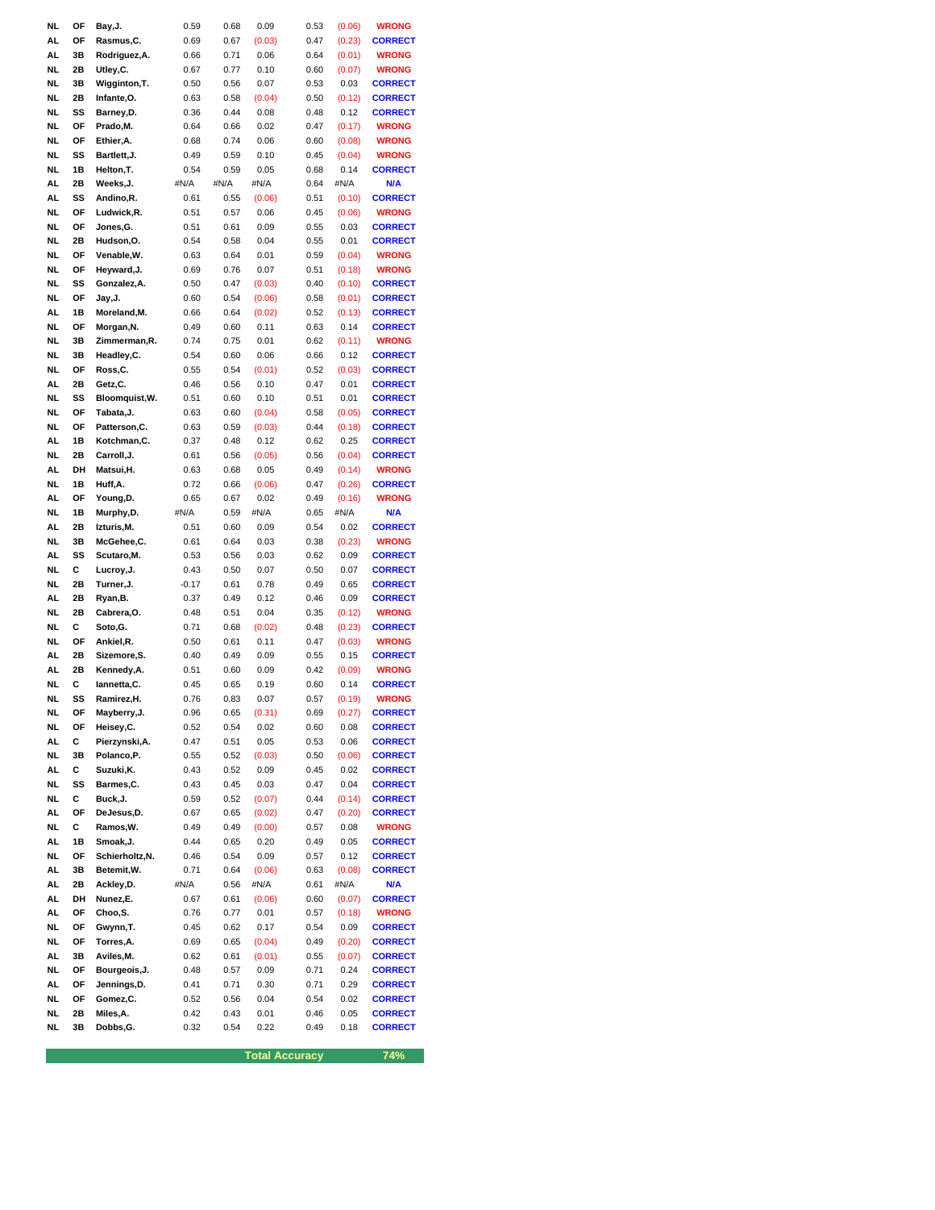| | | | | | | | | |
|---|---|---|---|---|---|---|---|---|
| NL | OF | Bay,J. | 0.59 | 0.68 | 0.09 | 0.53 | (0.06) | WRONG |
| AL | OF | Rasmus,C. | 0.69 | 0.67 | (0.03) | 0.47 | (0.23) | CORRECT |
| AL | 3B | Rodriguez,A. | 0.66 | 0.71 | 0.06 | 0.64 | (0.01) | WRONG |
| NL | 2B | Utley,C. | 0.67 | 0.77 | 0.10 | 0.60 | (0.07) | WRONG |
| NL | 3B | Wigginton,T. | 0.50 | 0.56 | 0.07 | 0.53 | 0.03 | CORRECT |
| NL | 2B | Infante,O. | 0.63 | 0.58 | (0.04) | 0.50 | (0.12) | CORRECT |
| NL | SS | Barney,D. | 0.36 | 0.44 | 0.08 | 0.48 | 0.12 | CORRECT |
| NL | OF | Prado,M. | 0.64 | 0.66 | 0.02 | 0.47 | (0.17) | WRONG |
| NL | OF | Ethier,A. | 0.68 | 0.74 | 0.06 | 0.60 | (0.08) | WRONG |
| NL | SS | Bartlett,J. | 0.49 | 0.59 | 0.10 | 0.45 | (0.04) | WRONG |
| NL | 1B | Helton,T. | 0.54 | 0.59 | 0.05 | 0.68 | 0.14 | CORRECT |
| AL | 2B | Weeks,J. | #N/A | #N/A | #N/A | 0.64 | #N/A | N/A |
| AL | SS | Andino,R. | 0.61 | 0.55 | (0.06) | 0.51 | (0.10) | CORRECT |
| NL | OF | Ludwick,R. | 0.51 | 0.57 | 0.06 | 0.45 | (0.06) | WRONG |
| NL | OF | Jones,G. | 0.51 | 0.61 | 0.09 | 0.55 | 0.03 | CORRECT |
| NL | 2B | Hudson,O. | 0.54 | 0.58 | 0.04 | 0.55 | 0.01 | CORRECT |
| NL | OF | Venable,W. | 0.63 | 0.64 | 0.01 | 0.59 | (0.04) | WRONG |
| NL | OF | Heyward,J. | 0.69 | 0.76 | 0.07 | 0.51 | (0.18) | WRONG |
| NL | SS | Gonzalez,A. | 0.50 | 0.47 | (0.03) | 0.40 | (0.10) | CORRECT |
| NL | OF | Jay,J. | 0.60 | 0.54 | (0.06) | 0.58 | (0.01) | CORRECT |
| AL | 1B | Moreland,M. | 0.66 | 0.64 | (0.02) | 0.52 | (0.13) | CORRECT |
| NL | OF | Morgan,N. | 0.49 | 0.60 | 0.11 | 0.63 | 0.14 | CORRECT |
| NL | 3B | Zimmerman,R. | 0.74 | 0.75 | 0.01 | 0.62 | (0.11) | WRONG |
| NL | 3B | Headley,C. | 0.54 | 0.60 | 0.06 | 0.66 | 0.12 | CORRECT |
| NL | OF | Ross,C. | 0.55 | 0.54 | (0.01) | 0.52 | (0.03) | CORRECT |
| AL | 2B | Getz,C. | 0.46 | 0.56 | 0.10 | 0.47 | 0.01 | CORRECT |
| NL | SS | Bloomquist,W. | 0.51 | 0.60 | 0.10 | 0.51 | 0.01 | CORRECT |
| NL | OF | Tabata,J. | 0.63 | 0.60 | (0.04) | 0.58 | (0.05) | CORRECT |
| NL | OF | Patterson,C. | 0.63 | 0.59 | (0.03) | 0.44 | (0.18) | CORRECT |
| AL | 1B | Kotchman,C. | 0.37 | 0.48 | 0.12 | 0.62 | 0.25 | CORRECT |
| NL | 2B | Carroll,J. | 0.61 | 0.56 | (0.05) | 0.56 | (0.04) | CORRECT |
| AL | DH | Matsui,H. | 0.63 | 0.68 | 0.05 | 0.49 | (0.14) | WRONG |
| NL | 1B | Huff,A. | 0.72 | 0.66 | (0.06) | 0.47 | (0.26) | CORRECT |
| AL | OF | Young,D. | 0.65 | 0.67 | 0.02 | 0.49 | (0.16) | WRONG |
| NL | 1B | Murphy,D. | #N/A | 0.59 | #N/A | 0.65 | #N/A | N/A |
| AL | 2B | Izturis,M. | 0.51 | 0.60 | 0.09 | 0.54 | 0.02 | CORRECT |
| NL | 3B | McGehee,C. | 0.61 | 0.64 | 0.03 | 0.38 | (0.23) | WRONG |
| AL | SS | Scutaro,M. | 0.53 | 0.56 | 0.03 | 0.62 | 0.09 | CORRECT |
| NL | C | Lucroy,J. | 0.43 | 0.50 | 0.07 | 0.50 | 0.07 | CORRECT |
| NL | 2B | Turner,J. | -0.17 | 0.61 | 0.78 | 0.49 | 0.65 | CORRECT |
| AL | 2B | Ryan,B. | 0.37 | 0.49 | 0.12 | 0.46 | 0.09 | CORRECT |
| NL | 2B | Cabrera,O. | 0.48 | 0.51 | 0.04 | 0.35 | (0.12) | WRONG |
| NL | C | Soto,G. | 0.71 | 0.68 | (0.02) | 0.48 | (0.23) | CORRECT |
| NL | OF | Ankiel,R. | 0.50 | 0.61 | 0.11 | 0.47 | (0.03) | WRONG |
| AL | 2B | Sizemore,S. | 0.40 | 0.49 | 0.09 | 0.55 | 0.15 | CORRECT |
| AL | 2B | Kennedy,A. | 0.51 | 0.60 | 0.09 | 0.42 | (0.09) | WRONG |
| NL | C | Iannetta,C. | 0.45 | 0.65 | 0.19 | 0.60 | 0.14 | CORRECT |
| NL | SS | Ramirez,H. | 0.76 | 0.83 | 0.07 | 0.57 | (0.19) | WRONG |
| NL | OF | Mayberry,J. | 0.96 | 0.65 | (0.31) | 0.69 | (0.27) | CORRECT |
| NL | OF | Heisey,C. | 0.52 | 0.54 | 0.02 | 0.60 | 0.08 | CORRECT |
| AL | C | Pierzynski,A. | 0.47 | 0.51 | 0.05 | 0.53 | 0.06 | CORRECT |
| NL | 3B | Polanco,P. | 0.55 | 0.52 | (0.03) | 0.50 | (0.06) | CORRECT |
| AL | C | Suzuki,K. | 0.43 | 0.52 | 0.09 | 0.45 | 0.02 | CORRECT |
| NL | SS | Barmes,C. | 0.43 | 0.45 | 0.03 | 0.47 | 0.04 | CORRECT |
| NL | C | Buck,J. | 0.59 | 0.52 | (0.07) | 0.44 | (0.14) | CORRECT |
| AL | OF | DeJesus,D. | 0.67 | 0.65 | (0.02) | 0.47 | (0.20) | CORRECT |
| NL | C | Ramos,W. | 0.49 | 0.49 | (0.00) | 0.57 | 0.08 | WRONG |
| AL | 1B | Smoak,J. | 0.44 | 0.65 | 0.20 | 0.49 | 0.05 | CORRECT |
| NL | OF | Schierholtz,N. | 0.46 | 0.54 | 0.09 | 0.57 | 0.12 | CORRECT |
| AL | 3B | Betemit,W. | 0.71 | 0.64 | (0.06) | 0.63 | (0.08) | CORRECT |
| AL | 2B | Ackley,D. | #N/A | 0.56 | #N/A | 0.61 | #N/A | N/A |
| AL | DH | Nunez,E. | 0.67 | 0.61 | (0.06) | 0.60 | (0.07) | CORRECT |
| AL | OF | Choo,S. | 0.76 | 0.77 | 0.01 | 0.57 | (0.18) | WRONG |
| NL | OF | Gwynn,T. | 0.45 | 0.62 | 0.17 | 0.54 | 0.09 | CORRECT |
| NL | OF | Torres,A. | 0.69 | 0.65 | (0.04) | 0.49 | (0.20) | CORRECT |
| AL | 3B | Aviles,M. | 0.62 | 0.61 | (0.01) | 0.55 | (0.07) | CORRECT |
| NL | OF | Bourgeois,J. | 0.48 | 0.57 | 0.09 | 0.71 | 0.24 | CORRECT |
| AL | OF | Jennings,D. | 0.41 | 0.71 | 0.30 | 0.71 | 0.29 | CORRECT |
| NL | OF | Gomez,C. | 0.52 | 0.56 | 0.04 | 0.54 | 0.02 | CORRECT |
| NL | 2B | Miles,A. | 0.42 | 0.43 | 0.01 | 0.46 | 0.05 | CORRECT |
| NL | 3B | Dobbs,G. | 0.32 | 0.54 | 0.22 | 0.49 | 0.18 | CORRECT |

**Total Accuracy** 74%